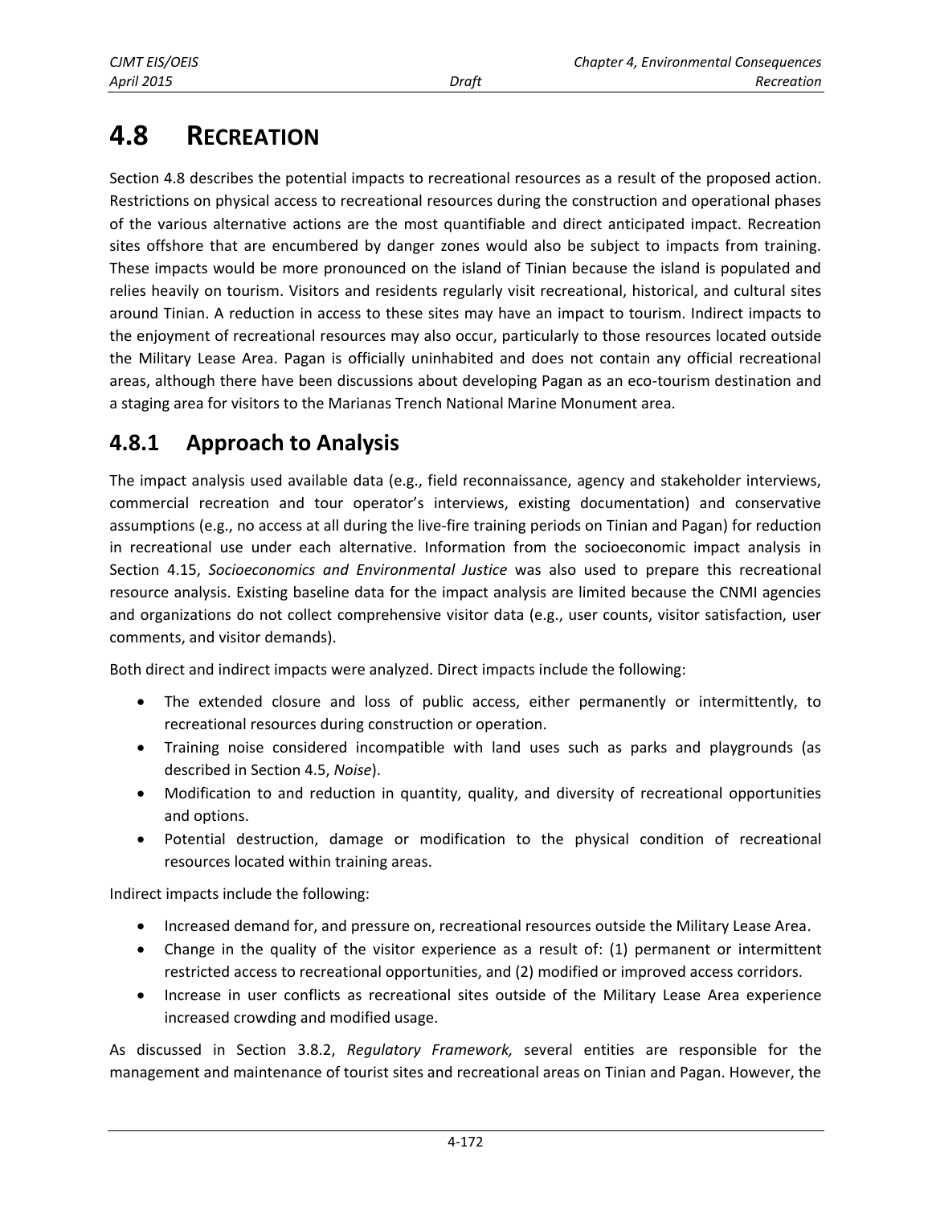# 4.8 RECREATION

Section 4.8 describes the potential impacts to recreational resources as a result of the proposed action. Restrictions on physical access to recreational resources during the construction and operational phases of the various alternative actions are the most quantifiable and direct anticipated impact. Recreation sites offshore that are encumbered by danger zones would also be subject to impacts from training. These impacts would be more pronounced on the island of Tinian because the island is populated and relies heavily on tourism. Visitors and residents regularly visit recreational, historical, and cultural sites around Tinian. A reduction in access to these sites may have an impact to tourism. Indirect impacts to the enjoyment of recreational resources may also occur, particularly to those resources located outside the Military Lease Area. Pagan is officially uninhabited and does not contain any official recreational areas, although there have been discussions about developing Pagan as an eco-tourism destination and a staging area for visitors to the Marianas Trench National Marine Monument area.

## 4.8.1 Approach to Analysis

The impact analysis used available data (e.g., field reconnaissance, agency and stakeholder interviews, commercial recreation and tour operator's interviews, existing documentation) and conservative assumptions (e.g., no access at all during the live-fire training periods on Tinian and Pagan) for reduction in recreational use under each alternative. Information from the socioeconomic impact analysis in Section 4.15, *Socioeconomics and Environmental Justice* was also used to prepare this recreational resource analysis. Existing baseline data for the impact analysis are limited because the CNMI agencies and organizations do not collect comprehensive visitor data (e.g., user counts, visitor satisfaction, user comments, and visitor demands).

Both direct and indirect impacts were analyzed. Direct impacts include the following:

- The extended closure and loss of public access, either permanently or intermittently, to recreational resources during construction or operation.
- Training noise considered incompatible with land uses such as parks and playgrounds (as described in Section 4.5, *Noise*).
- Modification to and reduction in quantity, quality, and diversity of recreational opportunities and options.
- Potential destruction, damage or modification to the physical condition of recreational resources located within training areas.

Indirect impacts include the following:

- Increased demand for, and pressure on, recreational resources outside the Military Lease Area.
- Change in the quality of the visitor experience as a result of: (1) permanent or intermittent restricted access to recreational opportunities, and (2) modified or improved access corridors.
- Increase in user conflicts as recreational sites outside of the Military Lease Area experience increased crowding and modified usage.

As discussed in Section 3.8.2, *Regulatory Framework,* several entities are responsible for the management and maintenance of tourist sites and recreational areas on Tinian and Pagan. However, the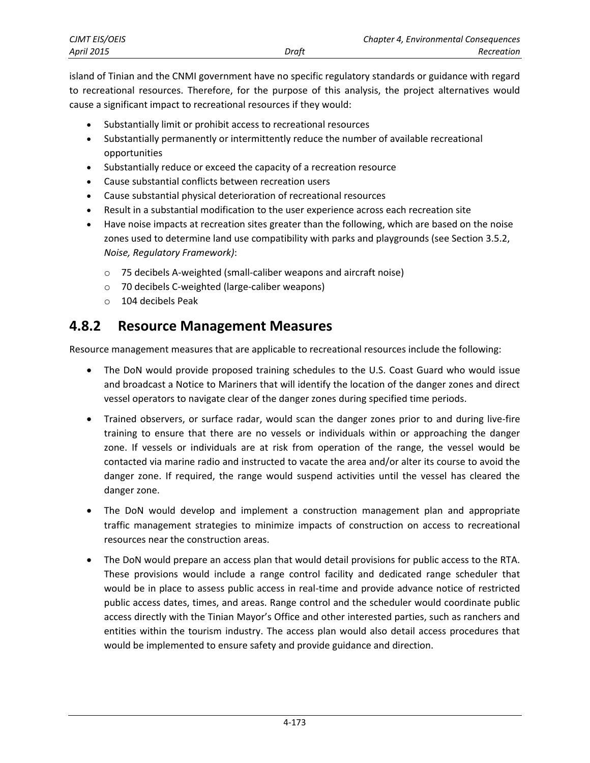island of Tinian and the CNMI government have no specific regulatory standards or guidance with regard to recreational resources. Therefore, for the purpose of this analysis, the project alternatives would cause a significant impact to recreational resources if they would:

- Substantially limit or prohibit access to recreational resources
- Substantially permanently or intermittently reduce the number of available recreational opportunities
- Substantially reduce or exceed the capacity of a recreation resource
- Cause substantial conflicts between recreation users
- Cause substantial physical deterioration of recreational resources
- Result in a substantial modification to the user experience across each recreation site
- Have noise impacts at recreation sites greater than the following, which are based on the noise zones used to determine land use compatibility with parks and playgrounds (see Section 3.5.2, *Noise, Regulatory Framework)*:
  - 75 decibels A-weighted (small-caliber weapons and aircraft noise)
  - 70 decibels C-weighted (large-caliber weapons)
  - 104 decibels Peak

## 4.8.2 Resource Management Measures

Resource management measures that are applicable to recreational resources include the following:

- The DoN would provide proposed training schedules to the U.S. Coast Guard who would issue and broadcast a Notice to Mariners that will identify the location of the danger zones and direct vessel operators to navigate clear of the danger zones during specified time periods.
- Trained observers, or surface radar, would scan the danger zones prior to and during live-fire training to ensure that there are no vessels or individuals within or approaching the danger zone. If vessels or individuals are at risk from operation of the range, the vessel would be contacted via marine radio and instructed to vacate the area and/or alter its course to avoid the danger zone. If required, the range would suspend activities until the vessel has cleared the danger zone.
- The DoN would develop and implement a construction management plan and appropriate traffic management strategies to minimize impacts of construction on access to recreational resources near the construction areas.
- The DoN would prepare an access plan that would detail provisions for public access to the RTA. These provisions would include a range control facility and dedicated range scheduler that would be in place to assess public access in real-time and provide advance notice of restricted public access dates, times, and areas. Range control and the scheduler would coordinate public access directly with the Tinian Mayor's Office and other interested parties, such as ranchers and entities within the tourism industry. The access plan would also detail access procedures that would be implemented to ensure safety and provide guidance and direction.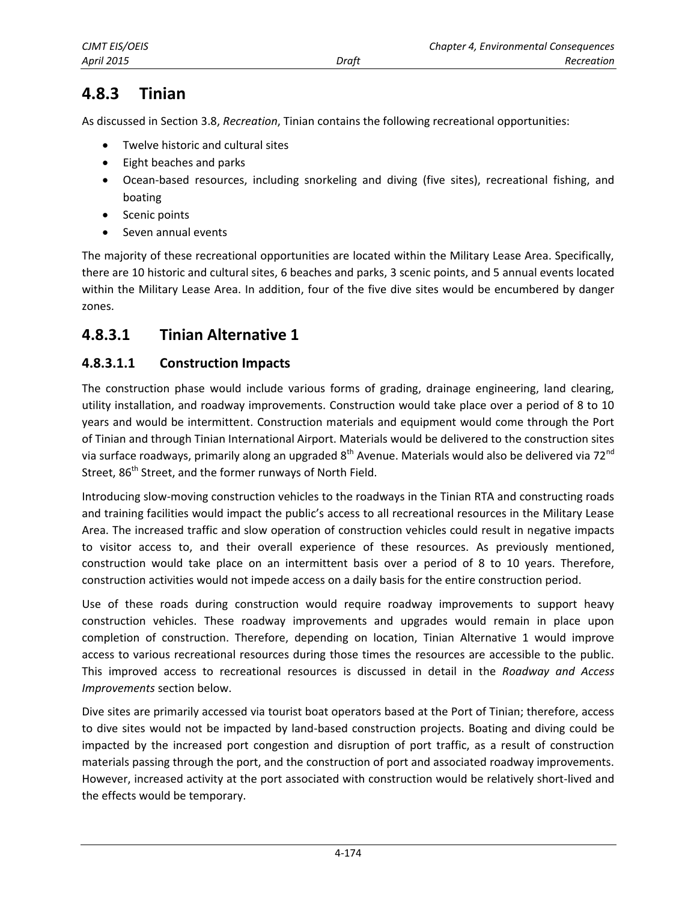## 4.8.3 Tinian

As discussed in Section 3.8, *Recreation*, Tinian contains the following recreational opportunities:

- Twelve historic and cultural sites
- Eight beaches and parks
- Ocean-based resources, including snorkeling and diving (five sites), recreational fishing, and boating
- Scenic points
- Seven annual events

The majority of these recreational opportunities are located within the Military Lease Area. Specifically, there are 10 historic and cultural sites, 6 beaches and parks, 3 scenic points, and 5 annual events located within the Military Lease Area. In addition, four of the five dive sites would be encumbered by danger zones.

## 4.8.3.1 Tinian Alternative 1

### 4.8.3.1.1 Construction Impacts

The construction phase would include various forms of grading, drainage engineering, land clearing, utility installation, and roadway improvements. Construction would take place over a period of 8 to 10 years and would be intermittent. Construction materials and equipment would come through the Port of Tinian and through Tinian International Airport. Materials would be delivered to the construction sites via surface roadways, primarily along an upgraded 8th Avenue. Materials would also be delivered via 72nd Street, 86th Street, and the former runways of North Field.

Introducing slow-moving construction vehicles to the roadways in the Tinian RTA and constructing roads and training facilities would impact the public's access to all recreational resources in the Military Lease Area. The increased traffic and slow operation of construction vehicles could result in negative impacts to visitor access to, and their overall experience of these resources. As previously mentioned, construction would take place on an intermittent basis over a period of 8 to 10 years. Therefore, construction activities would not impede access on a daily basis for the entire construction period.

Use of these roads during construction would require roadway improvements to support heavy construction vehicles. These roadway improvements and upgrades would remain in place upon completion of construction. Therefore, depending on location, Tinian Alternative 1 would improve access to various recreational resources during those times the resources are accessible to the public. This improved access to recreational resources is discussed in detail in the *Roadway and Access Improvements* section below.

Dive sites are primarily accessed via tourist boat operators based at the Port of Tinian; therefore, access to dive sites would not be impacted by land-based construction projects. Boating and diving could be impacted by the increased port congestion and disruption of port traffic, as a result of construction materials passing through the port, and the construction of port and associated roadway improvements. However, increased activity at the port associated with construction would be relatively short-lived and the effects would be temporary.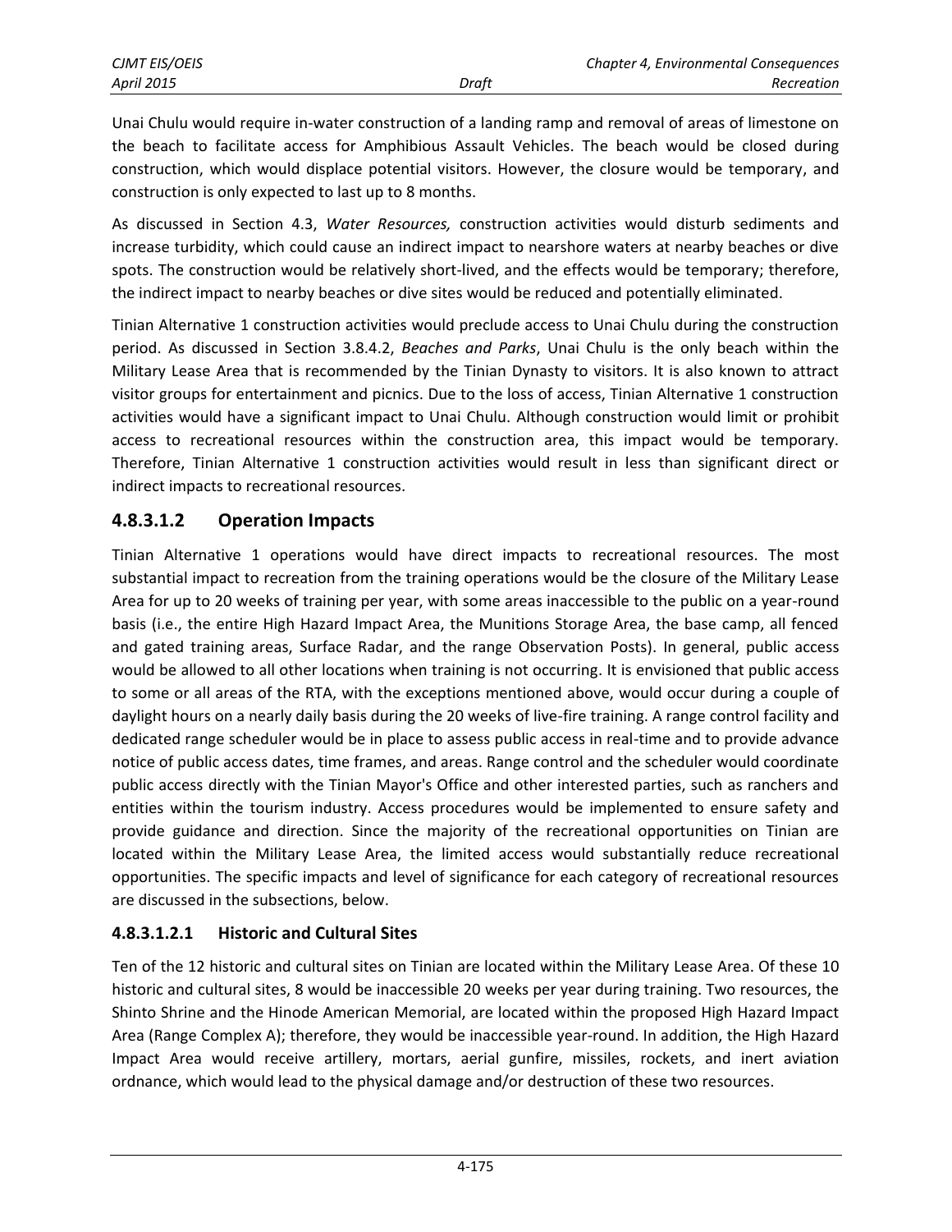Unai Chulu would require in-water construction of a landing ramp and removal of areas of limestone on the beach to facilitate access for Amphibious Assault Vehicles. The beach would be closed during construction, which would displace potential visitors. However, the closure would be temporary, and construction is only expected to last up to 8 months.

As discussed in Section 4.3, *Water Resources,* construction activities would disturb sediments and increase turbidity, which could cause an indirect impact to nearshore waters at nearby beaches or dive spots. The construction would be relatively short-lived, and the effects would be temporary; therefore, the indirect impact to nearby beaches or dive sites would be reduced and potentially eliminated.

Tinian Alternative 1 construction activities would preclude access to Unai Chulu during the construction period. As discussed in Section 3.8.4.2, *Beaches and Parks*, Unai Chulu is the only beach within the Military Lease Area that is recommended by the Tinian Dynasty to visitors. It is also known to attract visitor groups for entertainment and picnics. Due to the loss of access, Tinian Alternative 1 construction activities would have a significant impact to Unai Chulu. Although construction would limit or prohibit access to recreational resources within the construction area, this impact would be temporary. Therefore, Tinian Alternative 1 construction activities would result in less than significant direct or indirect impacts to recreational resources.

### 4.8.3.1.2 Operation Impacts

Tinian Alternative 1 operations would have direct impacts to recreational resources. The most substantial impact to recreation from the training operations would be the closure of the Military Lease Area for up to 20 weeks of training per year, with some areas inaccessible to the public on a year-round basis (i.e., the entire High Hazard Impact Area, the Munitions Storage Area, the base camp, all fenced and gated training areas, Surface Radar, and the range Observation Posts). In general, public access would be allowed to all other locations when training is not occurring. It is envisioned that public access to some or all areas of the RTA, with the exceptions mentioned above, would occur during a couple of daylight hours on a nearly daily basis during the 20 weeks of live-fire training. A range control facility and dedicated range scheduler would be in place to assess public access in real-time and to provide advance notice of public access dates, time frames, and areas. Range control and the scheduler would coordinate public access directly with the Tinian Mayor's Office and other interested parties, such as ranchers and entities within the tourism industry. Access procedures would be implemented to ensure safety and provide guidance and direction. Since the majority of the recreational opportunities on Tinian are located within the Military Lease Area, the limited access would substantially reduce recreational opportunities. The specific impacts and level of significance for each category of recreational resources are discussed in the subsections, below.

#### 4.8.3.1.2.1 Historic and Cultural Sites

Ten of the 12 historic and cultural sites on Tinian are located within the Military Lease Area. Of these 10 historic and cultural sites, 8 would be inaccessible 20 weeks per year during training. Two resources, the Shinto Shrine and the Hinode American Memorial, are located within the proposed High Hazard Impact Area (Range Complex A); therefore, they would be inaccessible year-round. In addition, the High Hazard Impact Area would receive artillery, mortars, aerial gunfire, missiles, rockets, and inert aviation ordnance, which would lead to the physical damage and/or destruction of these two resources.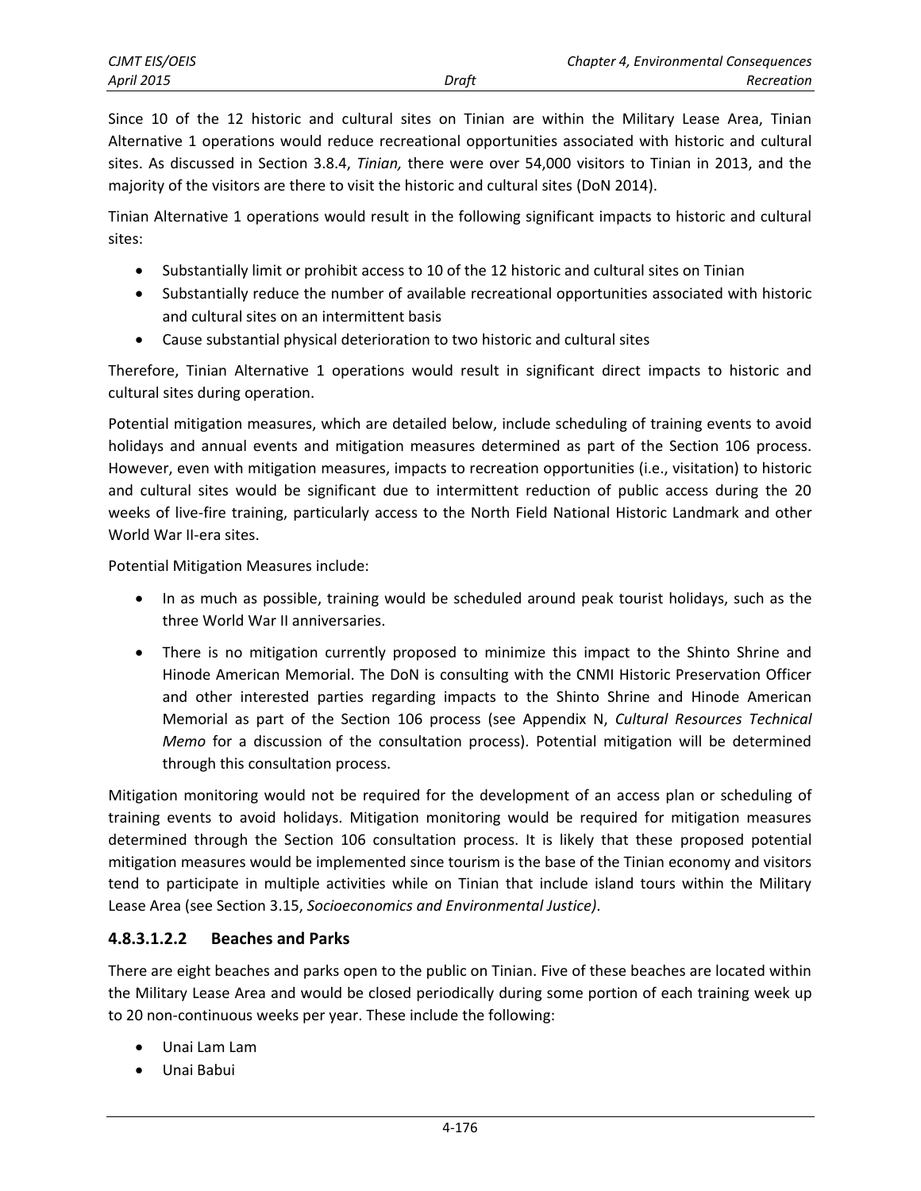Since 10 of the 12 historic and cultural sites on Tinian are within the Military Lease Area, Tinian Alternative 1 operations would reduce recreational opportunities associated with historic and cultural sites. As discussed in Section 3.8.4, *Tinian,* there were over 54,000 visitors to Tinian in 2013, and the majority of the visitors are there to visit the historic and cultural sites (DoN 2014).

Tinian Alternative 1 operations would result in the following significant impacts to historic and cultural sites:

- Substantially limit or prohibit access to 10 of the 12 historic and cultural sites on Tinian
- Substantially reduce the number of available recreational opportunities associated with historic and cultural sites on an intermittent basis
- Cause substantial physical deterioration to two historic and cultural sites

Therefore, Tinian Alternative 1 operations would result in significant direct impacts to historic and cultural sites during operation.

Potential mitigation measures, which are detailed below, include scheduling of training events to avoid holidays and annual events and mitigation measures determined as part of the Section 106 process. However, even with mitigation measures, impacts to recreation opportunities (i.e., visitation) to historic and cultural sites would be significant due to intermittent reduction of public access during the 20 weeks of live-fire training, particularly access to the North Field National Historic Landmark and other World War II-era sites.

Potential Mitigation Measures include:

- In as much as possible, training would be scheduled around peak tourist holidays, such as the three World War II anniversaries.
- There is no mitigation currently proposed to minimize this impact to the Shinto Shrine and Hinode American Memorial. The DoN is consulting with the CNMI Historic Preservation Officer and other interested parties regarding impacts to the Shinto Shrine and Hinode American Memorial as part of the Section 106 process (see Appendix N, *Cultural Resources Technical Memo* for a discussion of the consultation process). Potential mitigation will be determined through this consultation process.

Mitigation monitoring would not be required for the development of an access plan or scheduling of training events to avoid holidays. Mitigation monitoring would be required for mitigation measures determined through the Section 106 consultation process. It is likely that these proposed potential mitigation measures would be implemented since tourism is the base of the Tinian economy and visitors tend to participate in multiple activities while on Tinian that include island tours within the Military Lease Area (see Section 3.15, *Socioeconomics and Environmental Justice)*.

#### 4.8.3.1.2.2 Beaches and Parks

There are eight beaches and parks open to the public on Tinian. Five of these beaches are located within the Military Lease Area and would be closed periodically during some portion of each training week up to 20 non-continuous weeks per year. These include the following:

- Unai Lam Lam
- Unai Babui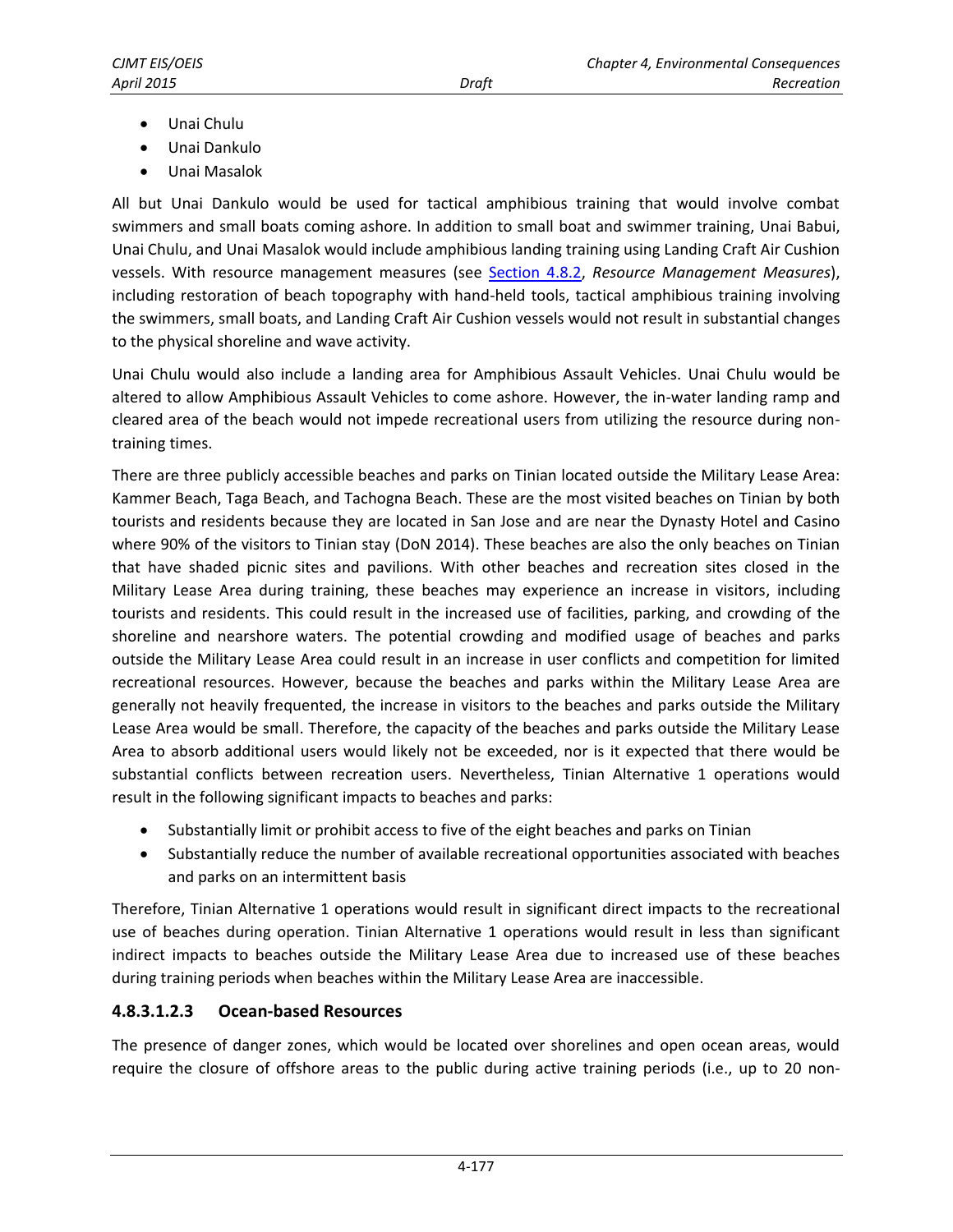- Unai Chulu
- Unai Dankulo
- Unai Masalok

All but Unai Dankulo would be used for tactical amphibious training that would involve combat swimmers and small boats coming ashore. In addition to small boat and swimmer training, Unai Babui, Unai Chulu, and Unai Masalok would include amphibious landing training using Landing Craft Air Cushion vessels. With resource management measures (see Section 4.8.2, *Resource Management Measures*), including restoration of beach topography with hand-held tools, tactical amphibious training involving the swimmers, small boats, and Landing Craft Air Cushion vessels would not result in substantial changes to the physical shoreline and wave activity.

Unai Chulu would also include a landing area for Amphibious Assault Vehicles. Unai Chulu would be altered to allow Amphibious Assault Vehicles to come ashore. However, the in-water landing ramp and cleared area of the beach would not impede recreational users from utilizing the resource during non-training times.

There are three publicly accessible beaches and parks on Tinian located outside the Military Lease Area: Kammer Beach, Taga Beach, and Tachogna Beach. These are the most visited beaches on Tinian by both tourists and residents because they are located in San Jose and are near the Dynasty Hotel and Casino where 90% of the visitors to Tinian stay (DoN 2014). These beaches are also the only beaches on Tinian that have shaded picnic sites and pavilions. With other beaches and recreation sites closed in the Military Lease Area during training, these beaches may experience an increase in visitors, including tourists and residents. This could result in the increased use of facilities, parking, and crowding of the shoreline and nearshore waters. The potential crowding and modified usage of beaches and parks outside the Military Lease Area could result in an increase in user conflicts and competition for limited recreational resources. However, because the beaches and parks within the Military Lease Area are generally not heavily frequented, the increase in visitors to the beaches and parks outside the Military Lease Area would be small. Therefore, the capacity of the beaches and parks outside the Military Lease Area to absorb additional users would likely not be exceeded, nor is it expected that there would be substantial conflicts between recreation users. Nevertheless, Tinian Alternative 1 operations would result in the following significant impacts to beaches and parks:

- Substantially limit or prohibit access to five of the eight beaches and parks on Tinian
- Substantially reduce the number of available recreational opportunities associated with beaches and parks on an intermittent basis

Therefore, Tinian Alternative 1 operations would result in significant direct impacts to the recreational use of beaches during operation. Tinian Alternative 1 operations would result in less than significant indirect impacts to beaches outside the Military Lease Area due to increased use of these beaches during training periods when beaches within the Military Lease Area are inaccessible.

#### 4.8.3.1.2.3 Ocean-based Resources

The presence of danger zones, which would be located over shorelines and open ocean areas, would require the closure of offshore areas to the public during active training periods (i.e., up to 20 non-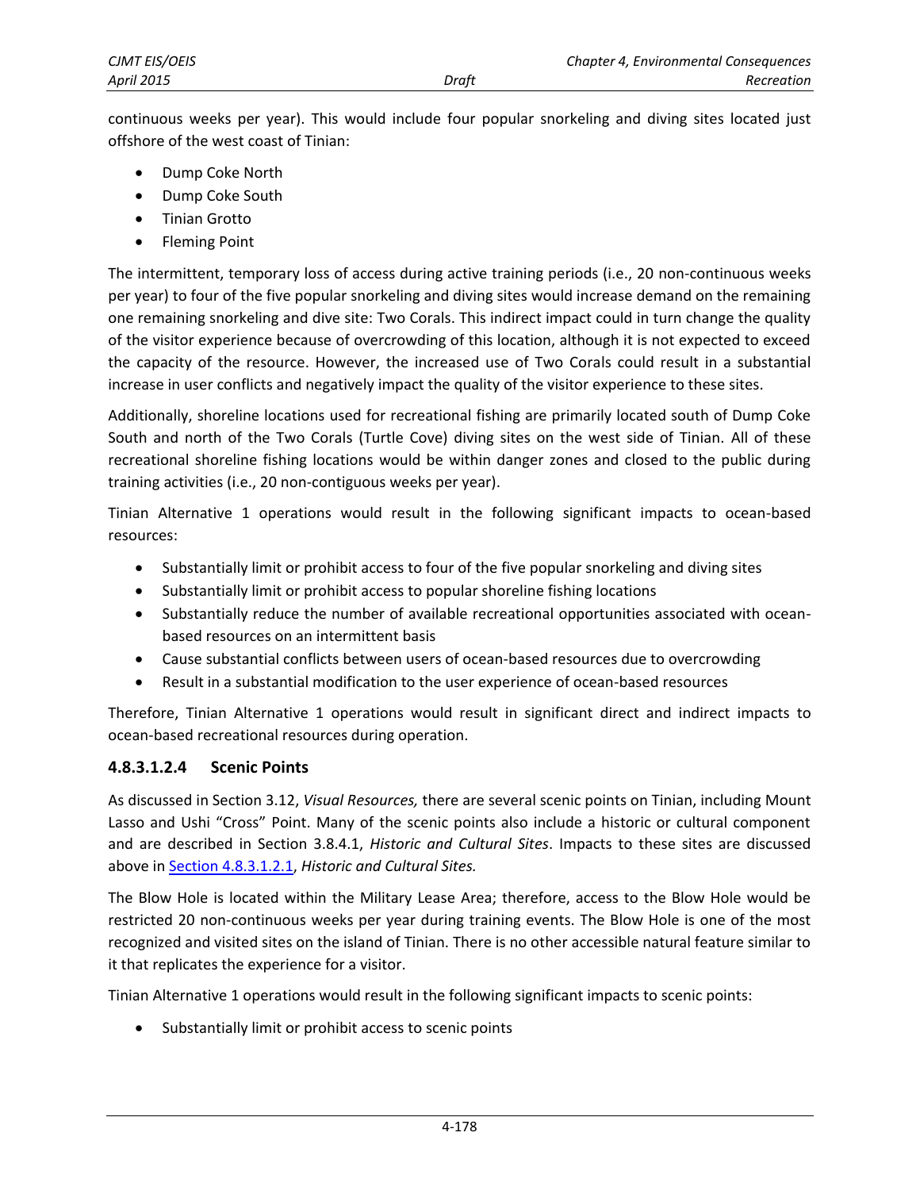continuous weeks per year). This would include four popular snorkeling and diving sites located just offshore of the west coast of Tinian:

- Dump Coke North
- Dump Coke South
- Tinian Grotto
- Fleming Point

The intermittent, temporary loss of access during active training periods (i.e., 20 non-continuous weeks per year) to four of the five popular snorkeling and diving sites would increase demand on the remaining one remaining snorkeling and dive site: Two Corals. This indirect impact could in turn change the quality of the visitor experience because of overcrowding of this location, although it is not expected to exceed the capacity of the resource. However, the increased use of Two Corals could result in a substantial increase in user conflicts and negatively impact the quality of the visitor experience to these sites.

Additionally, shoreline locations used for recreational fishing are primarily located south of Dump Coke South and north of the Two Corals (Turtle Cove) diving sites on the west side of Tinian. All of these recreational shoreline fishing locations would be within danger zones and closed to the public during training activities (i.e., 20 non-contiguous weeks per year).

Tinian Alternative 1 operations would result in the following significant impacts to ocean-based resources:

- Substantially limit or prohibit access to four of the five popular snorkeling and diving sites
- Substantially limit or prohibit access to popular shoreline fishing locations
- Substantially reduce the number of available recreational opportunities associated with ocean-based resources on an intermittent basis
- Cause substantial conflicts between users of ocean-based resources due to overcrowding
- Result in a substantial modification to the user experience of ocean-based resources

Therefore, Tinian Alternative 1 operations would result in significant direct and indirect impacts to ocean-based recreational resources during operation.

#### 4.8.3.1.2.4 Scenic Points

As discussed in Section 3.12, *Visual Resources,* there are several scenic points on Tinian, including Mount Lasso and Ushi "Cross" Point. Many of the scenic points also include a historic or cultural component and are described in Section 3.8.4.1, *Historic and Cultural Sites*. Impacts to these sites are discussed above in Section 4.8.3.1.2.1, *Historic and Cultural Sites.*

The Blow Hole is located within the Military Lease Area; therefore, access to the Blow Hole would be restricted 20 non-continuous weeks per year during training events. The Blow Hole is one of the most recognized and visited sites on the island of Tinian. There is no other accessible natural feature similar to it that replicates the experience for a visitor.

Tinian Alternative 1 operations would result in the following significant impacts to scenic points:

- Substantially limit or prohibit access to scenic points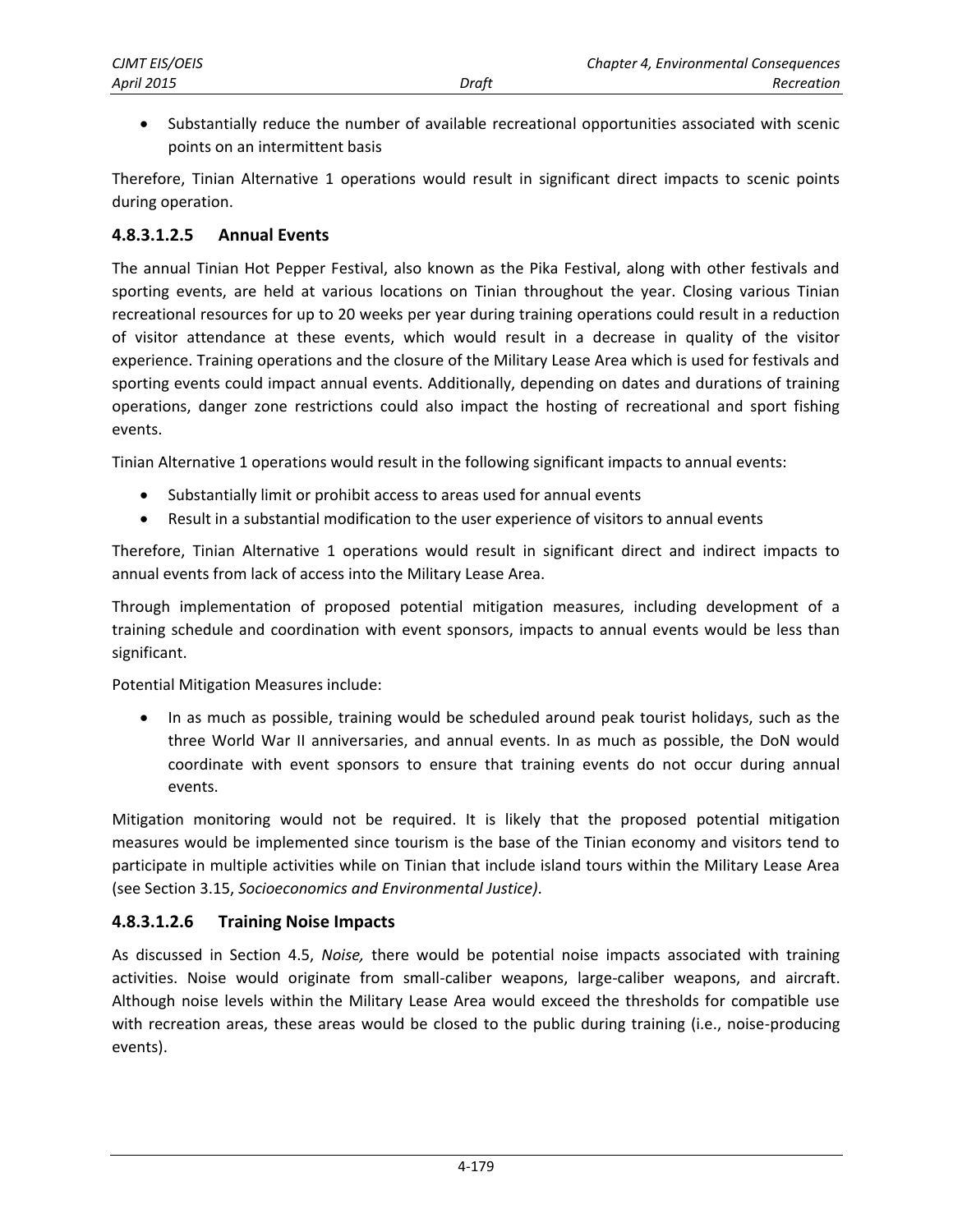- Substantially reduce the number of available recreational opportunities associated with scenic points on an intermittent basis

Therefore, Tinian Alternative 1 operations would result in significant direct impacts to scenic points during operation.

#### 4.8.3.1.2.5 Annual Events

The annual Tinian Hot Pepper Festival, also known as the Pika Festival, along with other festivals and sporting events, are held at various locations on Tinian throughout the year. Closing various Tinian recreational resources for up to 20 weeks per year during training operations could result in a reduction of visitor attendance at these events, which would result in a decrease in quality of the visitor experience. Training operations and the closure of the Military Lease Area which is used for festivals and sporting events could impact annual events. Additionally, depending on dates and durations of training operations, danger zone restrictions could also impact the hosting of recreational and sport fishing events.

Tinian Alternative 1 operations would result in the following significant impacts to annual events:

- Substantially limit or prohibit access to areas used for annual events
- Result in a substantial modification to the user experience of visitors to annual events

Therefore, Tinian Alternative 1 operations would result in significant direct and indirect impacts to annual events from lack of access into the Military Lease Area.

Through implementation of proposed potential mitigation measures, including development of a training schedule and coordination with event sponsors, impacts to annual events would be less than significant.

Potential Mitigation Measures include:

- In as much as possible, training would be scheduled around peak tourist holidays, such as the three World War II anniversaries, and annual events. In as much as possible, the DoN would coordinate with event sponsors to ensure that training events do not occur during annual events.

Mitigation monitoring would not be required. It is likely that the proposed potential mitigation measures would be implemented since tourism is the base of the Tinian economy and visitors tend to participate in multiple activities while on Tinian that include island tours within the Military Lease Area (see Section 3.15, *Socioeconomics and Environmental Justice)*.

#### 4.8.3.1.2.6 Training Noise Impacts

As discussed in Section 4.5, *Noise,* there would be potential noise impacts associated with training activities. Noise would originate from small-caliber weapons, large-caliber weapons, and aircraft. Although noise levels within the Military Lease Area would exceed the thresholds for compatible use with recreation areas, these areas would be closed to the public during training (i.e., noise-producing events).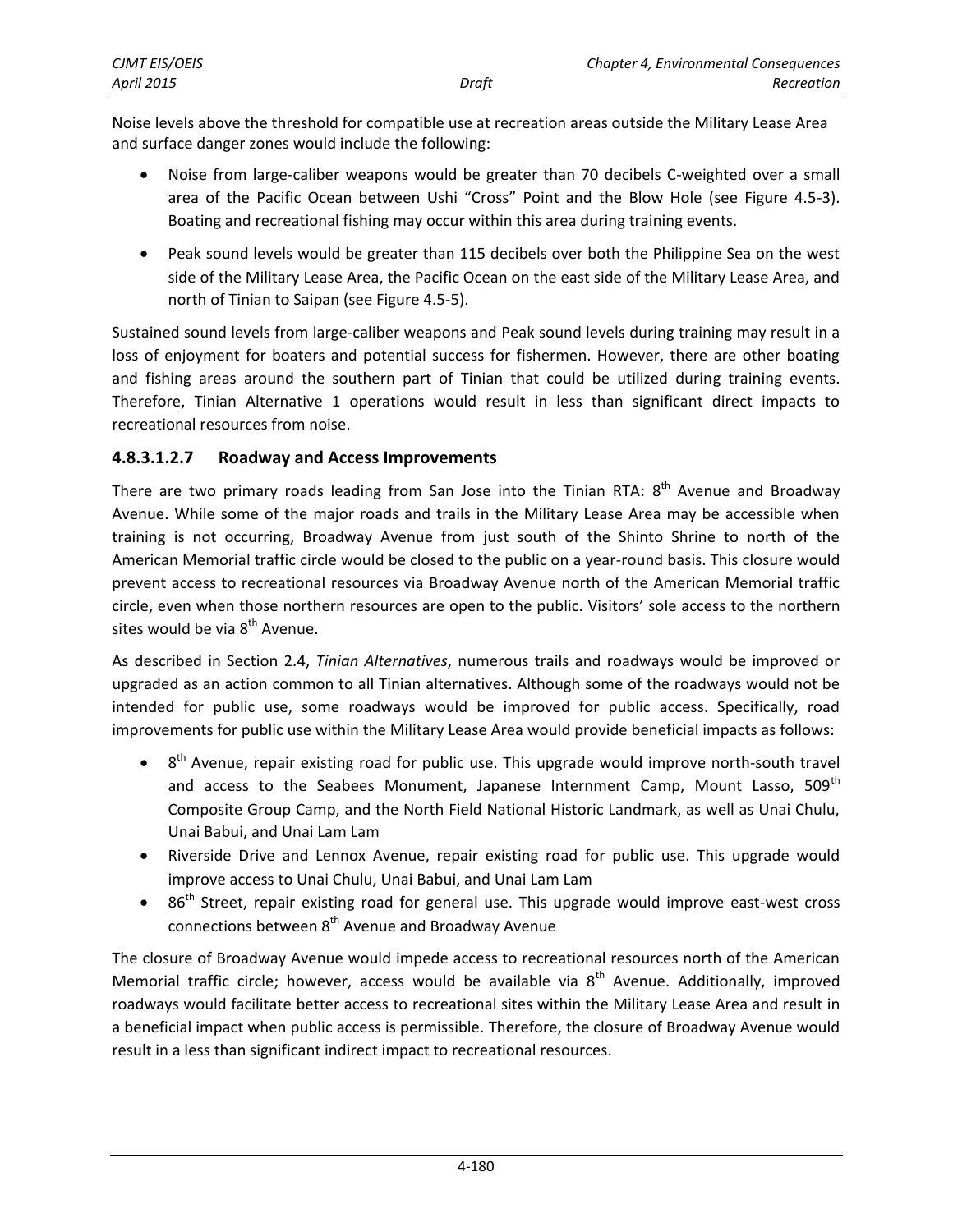Noise levels above the threshold for compatible use at recreation areas outside the Military Lease Area and surface danger zones would include the following:

- Noise from large-caliber weapons would be greater than 70 decibels C-weighted over a small area of the Pacific Ocean between Ushi "Cross" Point and the Blow Hole (see Figure 4.5-3). Boating and recreational fishing may occur within this area during training events.
- Peak sound levels would be greater than 115 decibels over both the Philippine Sea on the west side of the Military Lease Area, the Pacific Ocean on the east side of the Military Lease Area, and north of Tinian to Saipan (see Figure 4.5-5).

Sustained sound levels from large-caliber weapons and Peak sound levels during training may result in a loss of enjoyment for boaters and potential success for fishermen. However, there are other boating and fishing areas around the southern part of Tinian that could be utilized during training events. Therefore, Tinian Alternative 1 operations would result in less than significant direct impacts to recreational resources from noise.

#### 4.8.3.1.2.7 Roadway and Access Improvements

There are two primary roads leading from San Jose into the Tinian RTA: 8th Avenue and Broadway Avenue. While some of the major roads and trails in the Military Lease Area may be accessible when training is not occurring, Broadway Avenue from just south of the Shinto Shrine to north of the American Memorial traffic circle would be closed to the public on a year-round basis. This closure would prevent access to recreational resources via Broadway Avenue north of the American Memorial traffic circle, even when those northern resources are open to the public. Visitors' sole access to the northern sites would be via 8th Avenue.

As described in Section 2.4, *Tinian Alternatives*, numerous trails and roadways would be improved or upgraded as an action common to all Tinian alternatives. Although some of the roadways would not be intended for public use, some roadways would be improved for public access. Specifically, road improvements for public use within the Military Lease Area would provide beneficial impacts as follows:

- 8th Avenue, repair existing road for public use. This upgrade would improve north-south travel and access to the Seabees Monument, Japanese Internment Camp, Mount Lasso, 509th Composite Group Camp, and the North Field National Historic Landmark, as well as Unai Chulu, Unai Babui, and Unai Lam Lam
- Riverside Drive and Lennox Avenue, repair existing road for public use. This upgrade would improve access to Unai Chulu, Unai Babui, and Unai Lam Lam
- 86th Street, repair existing road for general use. This upgrade would improve east-west cross connections between 8th Avenue and Broadway Avenue

The closure of Broadway Avenue would impede access to recreational resources north of the American Memorial traffic circle; however, access would be available via 8th Avenue. Additionally, improved roadways would facilitate better access to recreational sites within the Military Lease Area and result in a beneficial impact when public access is permissible. Therefore, the closure of Broadway Avenue would result in a less than significant indirect impact to recreational resources.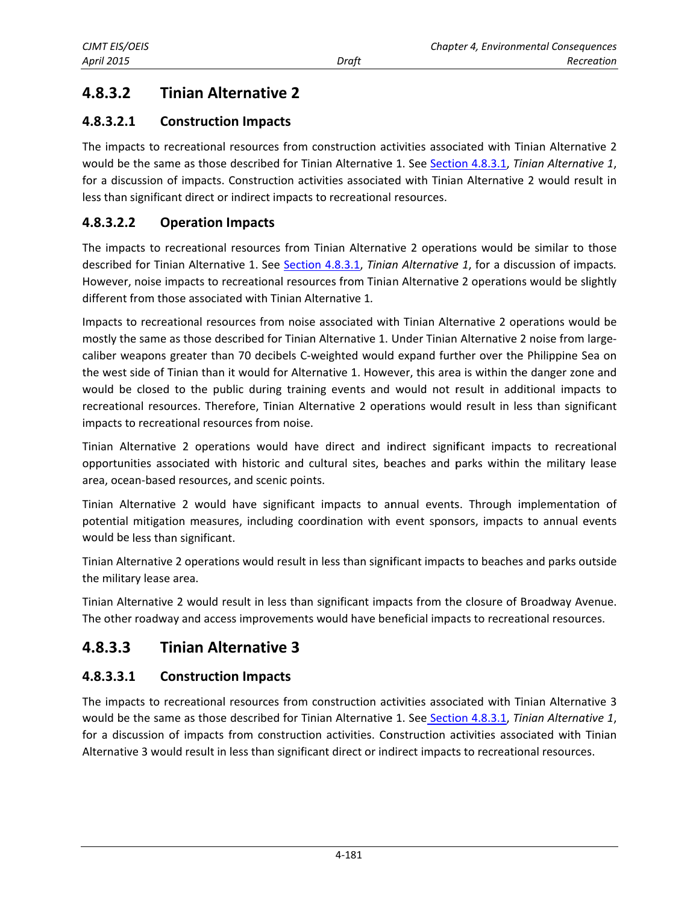### 4.8.3.2 Tinian Alternative 2

#### 4.8.3.2.1 Construction Impacts

The impacts to recreational resources from construction activities associated with Tinian Alternative 2 would be the same as those described for Tinian Alternative 1. See Section 4.8.3.1, *Tinian Alternative 1*, for a discussion of impacts. Construction activities associated with Tinian Alternative 2 would result in less than significant direct or indirect impacts to recreational resources.

#### 4.8.3.2.2 Operation Impacts

The impacts to recreational resources from Tinian Alternative 2 operations would be similar to those described for Tinian Alternative 1. See Section 4.8.3.1, *Tinian Alternative 1*, for a discussion of impacts. However, noise impacts to recreational resources from Tinian Alternative 2 operations would be slightly different from those associated with Tinian Alternative 1.

Impacts to recreational resources from noise associated with Tinian Alternative 2 operations would be mostly the same as those described for Tinian Alternative 1. Under Tinian Alternative 2 noise from large-caliber weapons greater than 70 decibels C-weighted would expand further over the Philippine Sea on the west side of Tinian than it would for Alternative 1. However, this area is within the danger zone and would be closed to the public during training events and would not result in additional impacts to recreational resources. Therefore, Tinian Alternative 2 operations would result in less than significant impacts to recreational resources from noise.

Tinian Alternative 2 operations would have direct and indirect significant impacts to recreational opportunities associated with historic and cultural sites, beaches and parks within the military lease area, ocean-based resources, and scenic points.

Tinian Alternative 2 would have significant impacts to annual events. Through implementation of potential mitigation measures, including coordination with event sponsors, impacts to annual events would be less than significant.

Tinian Alternative 2 operations would result in less than significant impacts to beaches and parks outside the military lease area.

Tinian Alternative 2 would result in less than significant impacts from the closure of Broadway Avenue. The other roadway and access improvements would have beneficial impacts to recreational resources.

### 4.8.3.3 Tinian Alternative 3

#### 4.8.3.3.1 Construction Impacts

The impacts to recreational resources from construction activities associated with Tinian Alternative 3 would be the same as those described for Tinian Alternative 1. See Section 4.8.3.1, *Tinian Alternative 1*, for a discussion of impacts from construction activities. Construction activities associated with Tinian Alternative 3 would result in less than significant direct or indirect impacts to recreational resources.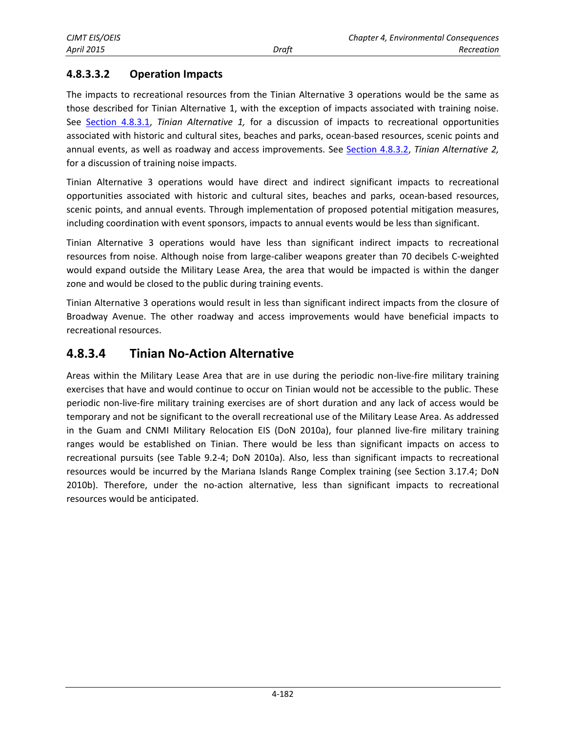#### 4.8.3.3.2 Operation Impacts

The impacts to recreational resources from the Tinian Alternative 3 operations would be the same as those described for Tinian Alternative 1, with the exception of impacts associated with training noise. See Section 4.8.3.1, *Tinian Alternative 1,* for a discussion of impacts to recreational opportunities associated with historic and cultural sites, beaches and parks, ocean-based resources, scenic points and annual events, as well as roadway and access improvements. See Section 4.8.3.2, *Tinian Alternative 2,* for a discussion of training noise impacts.

Tinian Alternative 3 operations would have direct and indirect significant impacts to recreational opportunities associated with historic and cultural sites, beaches and parks, ocean-based resources, scenic points, and annual events. Through implementation of proposed potential mitigation measures, including coordination with event sponsors, impacts to annual events would be less than significant.

Tinian Alternative 3 operations would have less than significant indirect impacts to recreational resources from noise. Although noise from large-caliber weapons greater than 70 decibels C-weighted would expand outside the Military Lease Area, the area that would be impacted is within the danger zone and would be closed to the public during training events.

Tinian Alternative 3 operations would result in less than significant indirect impacts from the closure of Broadway Avenue. The other roadway and access improvements would have beneficial impacts to recreational resources.

### 4.8.3.4 Tinian No-Action Alternative

Areas within the Military Lease Area that are in use during the periodic non-live-fire military training exercises that have and would continue to occur on Tinian would not be accessible to the public. These periodic non-live-fire military training exercises are of short duration and any lack of access would be temporary and not be significant to the overall recreational use of the Military Lease Area. As addressed in the Guam and CNMI Military Relocation EIS (DoN 2010a), four planned live-fire military training ranges would be established on Tinian. There would be less than significant impacts on access to recreational pursuits (see Table 9.2-4; DoN 2010a). Also, less than significant impacts to recreational resources would be incurred by the Mariana Islands Range Complex training (see Section 3.17.4; DoN 2010b). Therefore, under the no-action alternative, less than significant impacts to recreational resources would be anticipated.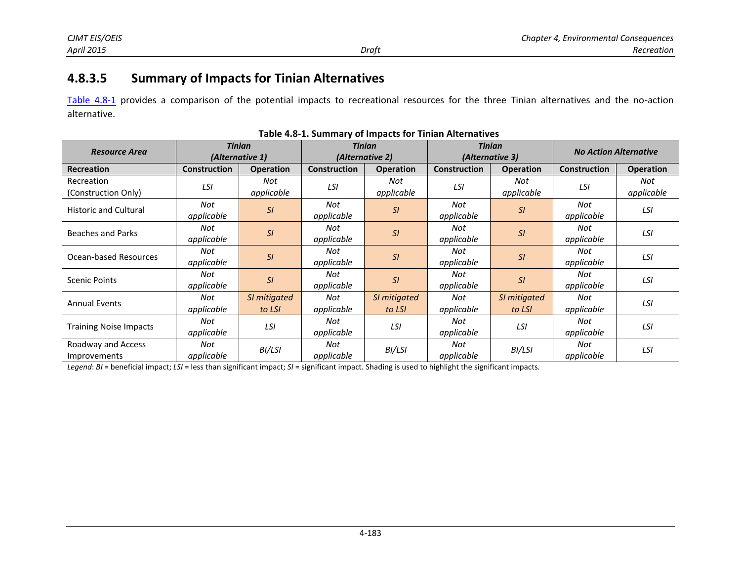### 4.8.3.5 Summary of Impacts for Tinian Alternatives

Table 4.8-1 provides a comparison of the potential impacts to recreational resources for the three Tinian alternatives and the no-action alternative.

**Table 4.8-1. Summary of Impacts for Tinian Alternatives**

| *Resource Area* | *Tinian (Alternative 1)* | | *Tinian (Alternative 2)* | | *Tinian (Alternative 3)* | | *No Action Alternative* | |
|---|---|---|---|---|---|---|---|---|
| **Recreation** | **Construction** | **Operation** | **Construction** | **Operation** | **Construction** | **Operation** | **Construction** | **Operation** |
| Recreation (Construction Only) | *LSI* | *Not applicable* | *LSI* | *Not applicable* | *LSI* | *Not applicable* | *LSI* | *Not applicable* |
| Historic and Cultural | *Not applicable* | *SI* | *Not applicable* | *SI* | *Not applicable* | *SI* | *Not applicable* | *LSI* |
| Beaches and Parks | *Not applicable* | *SI* | *Not applicable* | *SI* | *Not applicable* | *SI* | *Not applicable* | *LSI* |
| Ocean-based Resources | *Not applicable* | *SI* | *Not applicable* | *SI* | *Not applicable* | *SI* | *Not applicable* | *LSI* |
| Scenic Points | *Not applicable* | *SI* | *Not applicable* | *SI* | *Not applicable* | *SI* | *Not applicable* | *LSI* |
| Annual Events | *Not applicable* | *SI mitigated to LSI* | *Not applicable* | *SI mitigated to LSI* | *Not applicable* | *SI mitigated to LSI* | *Not applicable* | *LSI* |
| Training Noise Impacts | *Not applicable* | *LSI* | *Not applicable* | *LSI* | *Not applicable* | *LSI* | *Not applicable* | *LSI* |
| Roadway and Access Improvements | *Not applicable* | *BI/LSI* | *Not applicable* | *BI/LSI* | *Not applicable* | *BI/LSI* | *Not applicable* | *LSI* |

*Legend*: *BI* = beneficial impact; *LSI* = less than significant impact; *SI* = significant impact. Shading is used to highlight the significant impacts.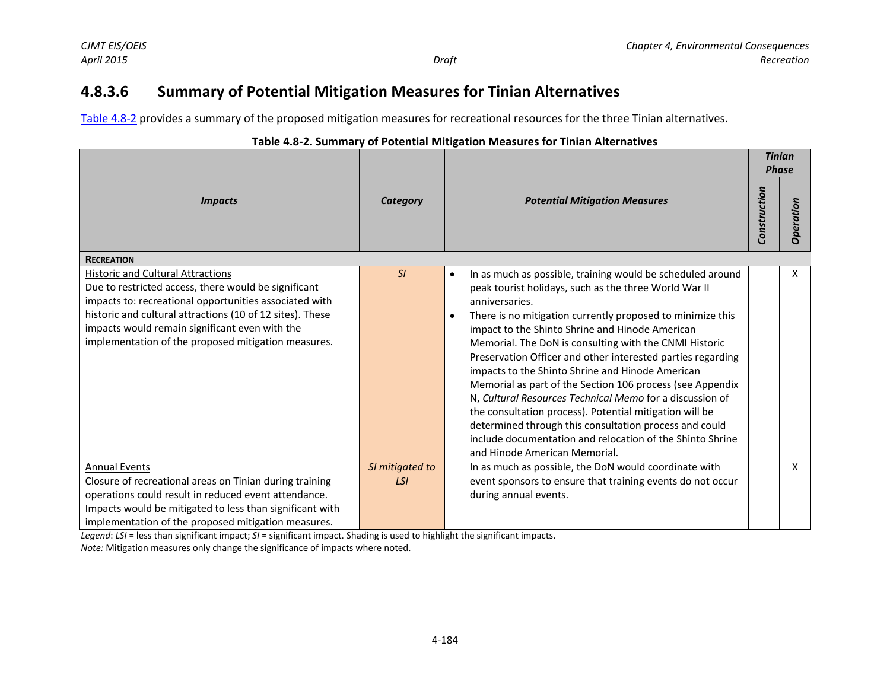### 4.8.3.6 Summary of Potential Mitigation Measures for Tinian Alternatives

Table 4.8-2 provides a summary of the proposed mitigation measures for recreational resources for the three Tinian alternatives.

**Table 4.8-2. Summary of Potential Mitigation Measures for Tinian Alternatives**

| *Impacts* | *Category* | *Potential Mitigation Measures* | *Tinian Phase* | |
|---|---|---|---|---|
| | | | *Construction* | *Operation* |
| **RECREATION** | | | | |
| Historic and Cultural Attractions<br>Due to restricted access, there would be significant impacts to: recreational opportunities associated with historic and cultural attractions (10 of 12 sites). These impacts would remain significant even with the implementation of the proposed mitigation measures. | *SI* | • In as much as possible, training would be scheduled around peak tourist holidays, such as the three World War II anniversaries.<br>• There is no mitigation currently proposed to minimize this impact to the Shinto Shrine and Hinode American Memorial. The DoN is consulting with the CNMI Historic Preservation Officer and other interested parties regarding impacts to the Shinto Shrine and Hinode American Memorial as part of the Section 106 process (see Appendix N, *Cultural Resources Technical Memo* for a discussion of the consultation process). Potential mitigation will be determined through this consultation process and could include documentation and relocation of the Shinto Shrine and Hinode American Memorial. | | X |
| Annual Events<br>Closure of recreational areas on Tinian during training operations could result in reduced event attendance. Impacts would be mitigated to less than significant with implementation of the proposed mitigation measures. | *SI mitigated to LSI* | In as much as possible, the DoN would coordinate with event sponsors to ensure that training events do not occur during annual events. | | X |

*Legend*: *LSI* = less than significant impact; *SI* = significant impact. Shading is used to highlight the significant impacts.
*Note:* Mitigation measures only change the significance of impacts where noted.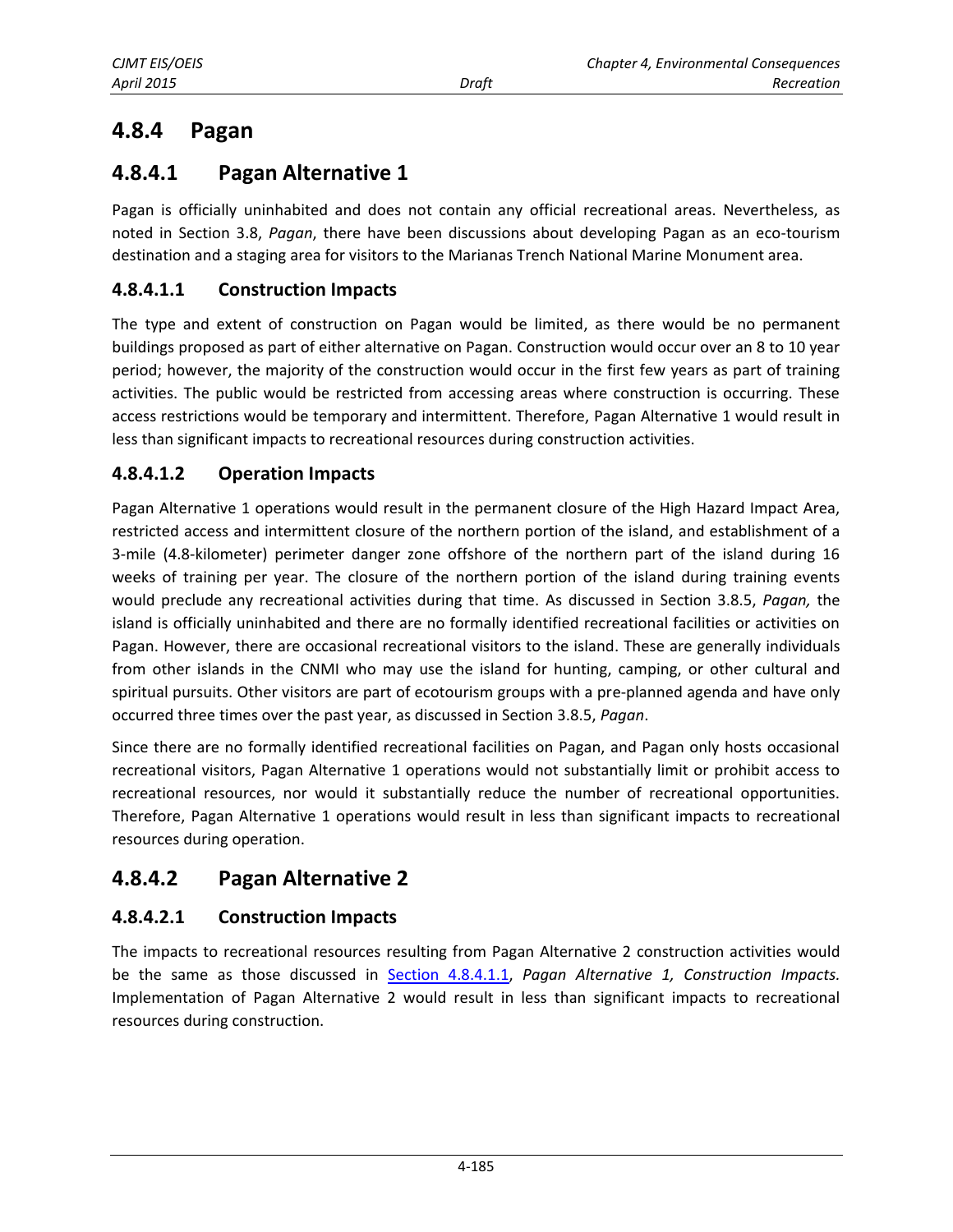## 4.8.4 Pagan

### 4.8.4.1 Pagan Alternative 1

Pagan is officially uninhabited and does not contain any official recreational areas. Nevertheless, as noted in Section 3.8, *Pagan*, there have been discussions about developing Pagan as an eco-tourism destination and a staging area for visitors to the Marianas Trench National Marine Monument area.

#### 4.8.4.1.1 Construction Impacts

The type and extent of construction on Pagan would be limited, as there would be no permanent buildings proposed as part of either alternative on Pagan. Construction would occur over an 8 to 10 year period; however, the majority of the construction would occur in the first few years as part of training activities. The public would be restricted from accessing areas where construction is occurring. These access restrictions would be temporary and intermittent. Therefore, Pagan Alternative 1 would result in less than significant impacts to recreational resources during construction activities.

#### 4.8.4.1.2 Operation Impacts

Pagan Alternative 1 operations would result in the permanent closure of the High Hazard Impact Area, restricted access and intermittent closure of the northern portion of the island, and establishment of a 3-mile (4.8-kilometer) perimeter danger zone offshore of the northern part of the island during 16 weeks of training per year. The closure of the northern portion of the island during training events would preclude any recreational activities during that time. As discussed in Section 3.8.5, *Pagan,* the island is officially uninhabited and there are no formally identified recreational facilities or activities on Pagan. However, there are occasional recreational visitors to the island. These are generally individuals from other islands in the CNMI who may use the island for hunting, camping, or other cultural and spiritual pursuits. Other visitors are part of ecotourism groups with a pre-planned agenda and have only occurred three times over the past year, as discussed in Section 3.8.5, *Pagan*.

Since there are no formally identified recreational facilities on Pagan, and Pagan only hosts occasional recreational visitors, Pagan Alternative 1 operations would not substantially limit or prohibit access to recreational resources, nor would it substantially reduce the number of recreational opportunities. Therefore, Pagan Alternative 1 operations would result in less than significant impacts to recreational resources during operation.

### 4.8.4.2 Pagan Alternative 2

#### 4.8.4.2.1 Construction Impacts

The impacts to recreational resources resulting from Pagan Alternative 2 construction activities would be the same as those discussed in Section 4.8.4.1.1, *Pagan Alternative 1, Construction Impacts.* Implementation of Pagan Alternative 2 would result in less than significant impacts to recreational resources during construction.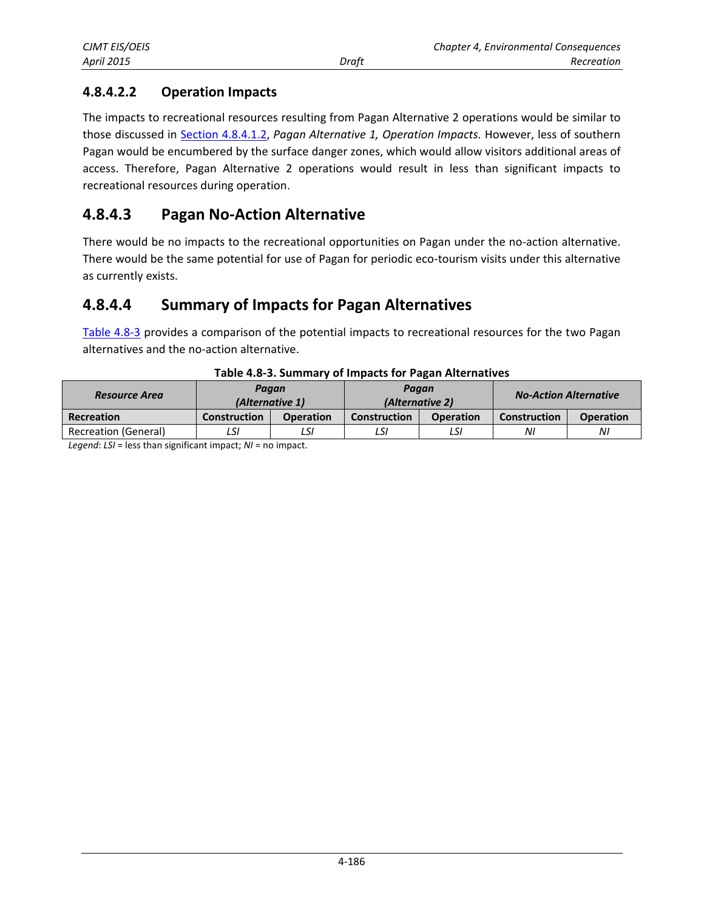#### 4.8.4.2.2 Operation Impacts

The impacts to recreational resources resulting from Pagan Alternative 2 operations would be similar to those discussed in Section 4.8.4.1.2, *Pagan Alternative 1, Operation Impacts.* However, less of southern Pagan would be encumbered by the surface danger zones, which would allow visitors additional areas of access. Therefore, Pagan Alternative 2 operations would result in less than significant impacts to recreational resources during operation.

### 4.8.4.3 Pagan No-Action Alternative

There would be no impacts to the recreational opportunities on Pagan under the no-action alternative. There would be the same potential for use of Pagan for periodic eco-tourism visits under this alternative as currently exists.

### 4.8.4.4 Summary of Impacts for Pagan Alternatives

Table 4.8-3 provides a comparison of the potential impacts to recreational resources for the two Pagan alternatives and the no-action alternative.

**Table 4.8-3. Summary of Impacts for Pagan Alternatives**

| *Resource Area* | *Pagan (Alternative 1)* | | *Pagan (Alternative 2)* | | *No-Action Alternative* | |
|---|---|---|---|---|---|---|
| **Recreation** | **Construction** | **Operation** | **Construction** | **Operation** | **Construction** | **Operation** |
| Recreation (General) | *LSI* | *LSI* | *LSI* | *LSI* | *NI* | *NI* |

*Legend*: *LSI* = less than significant impact; *NI* = no impact.